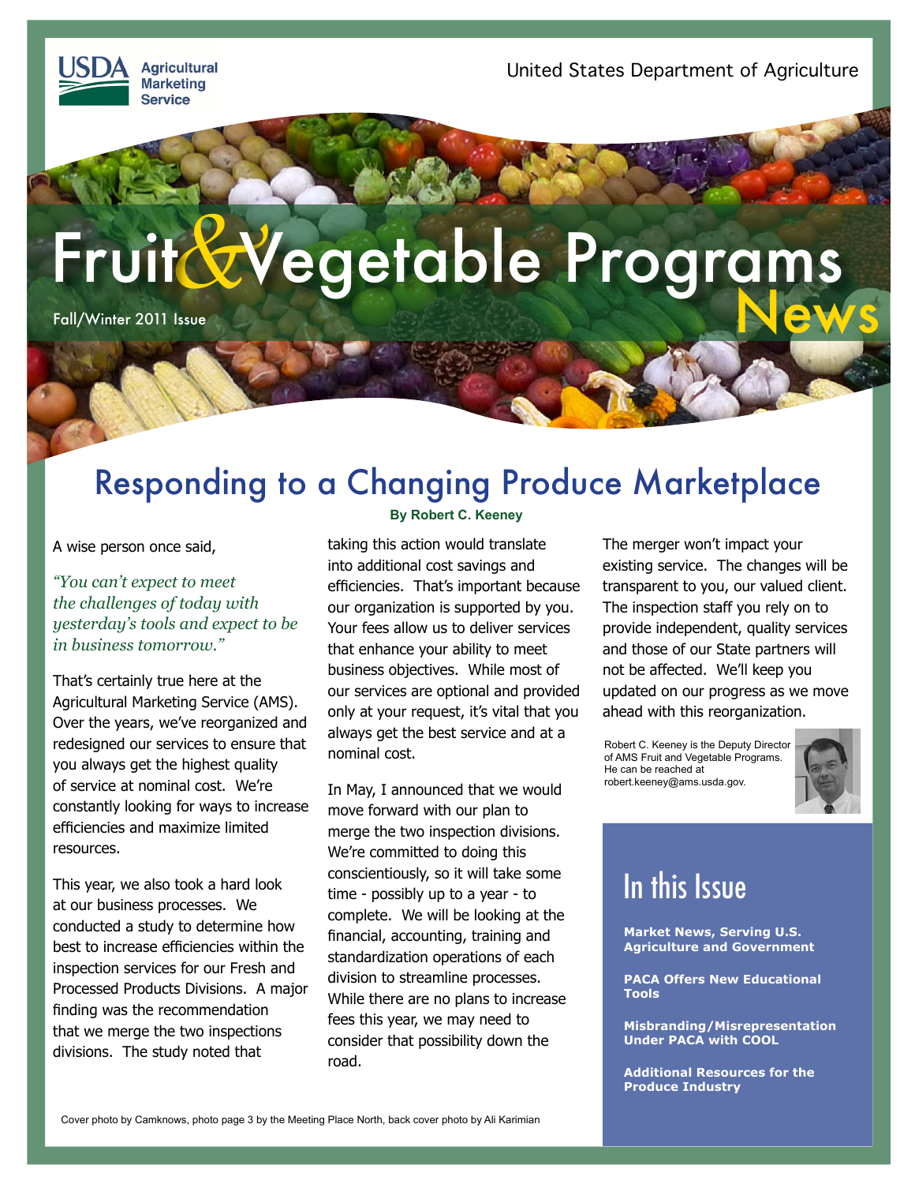USDA Agricultural Marketing Service

United States Department of Agriculture

# Fruit & Vegetable Programs News

Fall/Winter 2011 Issue

## Responding to a Changing Produce Marketplace

**By Robert C. Keeney**

A wise person once said,

*"You can't expect to meet the challenges of today with yesterday's tools and expect to be in business tomorrow."*

That's certainly true here at the Agricultural Marketing Service (AMS). Over the years, we've reorganized and redesigned our services to ensure that you always get the highest quality of service at nominal cost. We're constantly looking for ways to increase efficiencies and maximize limited resources.

This year, we also took a hard look at our business processes. We conducted a study to determine how best to increase efficiencies within the inspection services for our Fresh and Processed Products Divisions. A major finding was the recommendation that we merge the two inspections divisions. The study noted that taking this action would translate into additional cost savings and efficiencies. That's important because our organization is supported by you. Your fees allow us to deliver services that enhance your ability to meet business objectives. While most of our services are optional and provided only at your request, it's vital that you always get the best service and at a nominal cost.

In May, I announced that we would move forward with our plan to merge the two inspection divisions. We're committed to doing this conscientiously, so it will take some time - possibly up to a year - to complete. We will be looking at the financial, accounting, training and standardization operations of each division to streamline processes. While there are no plans to increase fees this year, we may need to consider that possibility down the road.

The merger won't impact your existing service. The changes will be transparent to you, our valued client. The inspection staff you rely on to provide independent, quality services and those of our State partners will not be affected. We'll keep you updated on our progress as we move ahead with this reorganization.

Robert C. Keeney is the Deputy Director of AMS Fruit and Vegetable Programs. He can be reached at robert.keeney@ams.usda.gov.

## In this Issue

**Market News, Serving U.S. Agriculture and Government**

**PACA Offers New Educational Tools**

**Misbranding/Misrepresentation Under PACA with COOL**

**Additional Resources for the Produce Industry**

Cover photo by Camknows, photo page 3 by the Meeting Place North, back cover photo by Ali Karimian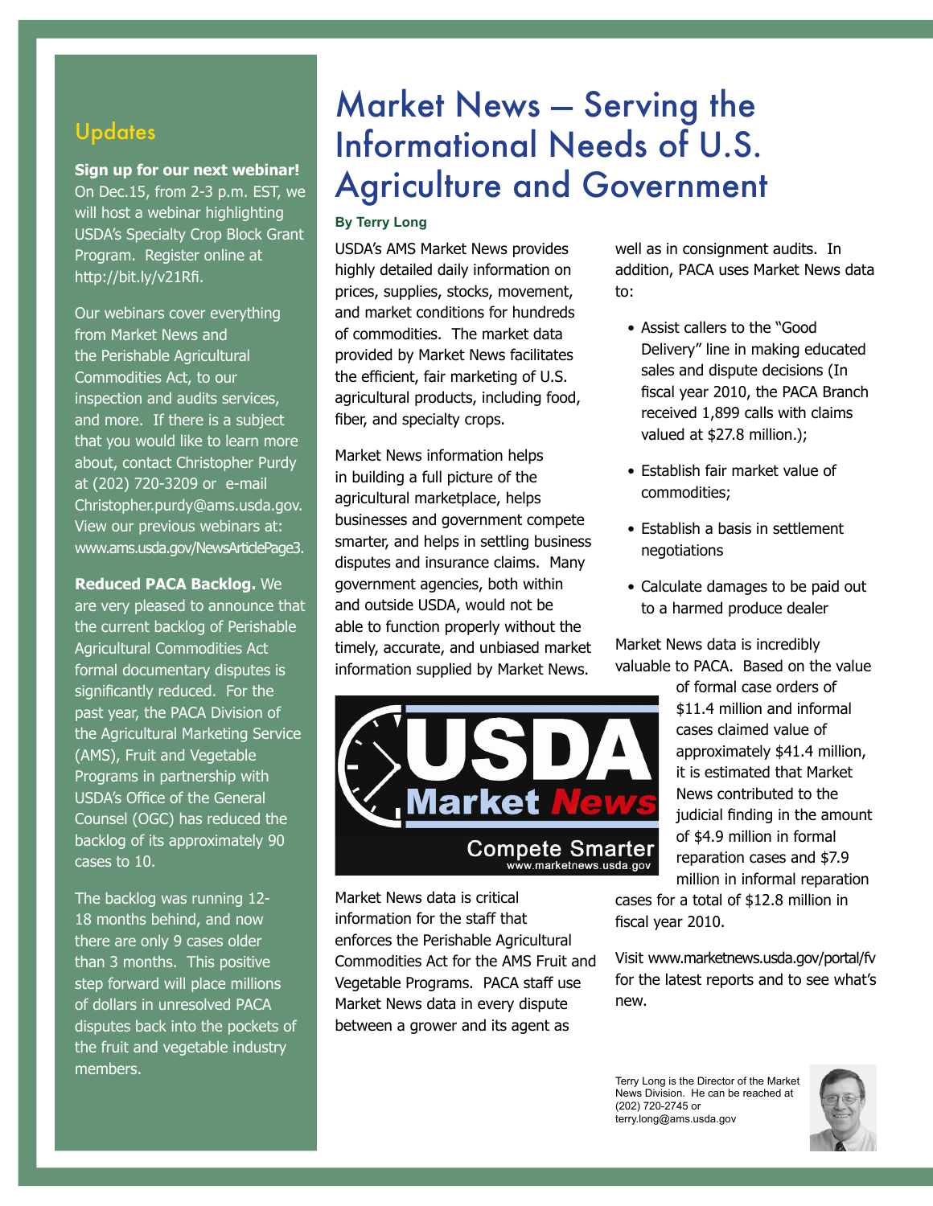## Updates

**Sign up for our next webinar!** On Dec.15, from 2-3 p.m. EST, we will host a webinar highlighting USDA's Specialty Crop Block Grant Program. Register online at http://bit.ly/v21Rfi.

Our webinars cover everything from Market News and the Perishable Agricultural Commodities Act, to our inspection and audits services, and more. If there is a subject that you would like to learn more about, contact Christopher Purdy at (202) 720-3209 or e-mail Christopher.purdy@ams.usda.gov. View our previous webinars at: www.ams.usda.gov/NewsArticlePage3.

**Reduced PACA Backlog.** We are very pleased to announce that the current backlog of Perishable Agricultural Commodities Act formal documentary disputes is significantly reduced. For the past year, the PACA Division of the Agricultural Marketing Service (AMS), Fruit and Vegetable Programs in partnership with USDA's Office of the General Counsel (OGC) has reduced the backlog of its approximately 90 cases to 10.

The backlog was running 12-18 months behind, and now there are only 9 cases older than 3 months. This positive step forward will place millions of dollars in unresolved PACA disputes back into the pockets of the fruit and vegetable industry members.

# Market News – Serving the Informational Needs of U.S. Agriculture and Government

**By Terry Long**

USDA's AMS Market News provides highly detailed daily information on prices, supplies, stocks, movement, and market conditions for hundreds of commodities. The market data provided by Market News facilitates the efficient, fair marketing of U.S. agricultural products, including food, fiber, and specialty crops.

Market News information helps in building a full picture of the agricultural marketplace, helps businesses and government compete smarter, and helps in settling business disputes and insurance claims. Many government agencies, both within and outside USDA, would not be able to function properly without the timely, accurate, and unbiased market information supplied by Market News.

Market News data is critical information for the staff that enforces the Perishable Agricultural Commodities Act for the AMS Fruit and Vegetable Programs. PACA staff use Market News data in every dispute between a grower and its agent as well as in consignment audits. In addition, PACA uses Market News data to:

- Assist callers to the "Good Delivery" line in making educated sales and dispute decisions (In fiscal year 2010, the PACA Branch received 1,899 calls with claims valued at $27.8 million.);
- Establish fair market value of commodities;
- Establish a basis in settlement negotiations
- Calculate damages to be paid out to a harmed produce dealer

Market News data is incredibly valuable to PACA. Based on the value of formal case orders of $11.4 million and informal cases claimed value of approximately $41.4 million, it is estimated that Market News contributed to the judicial finding in the amount of $4.9 million in formal reparation cases and $7.9 million in informal reparation cases for a total of $12.8 million in fiscal year 2010.

Visit www.marketnews.usda.gov/portal/fv for the latest reports and to see what's new.

Terry Long is the Director of the Market News Division. He can be reached at (202) 720-2745 or terry.long@ams.usda.gov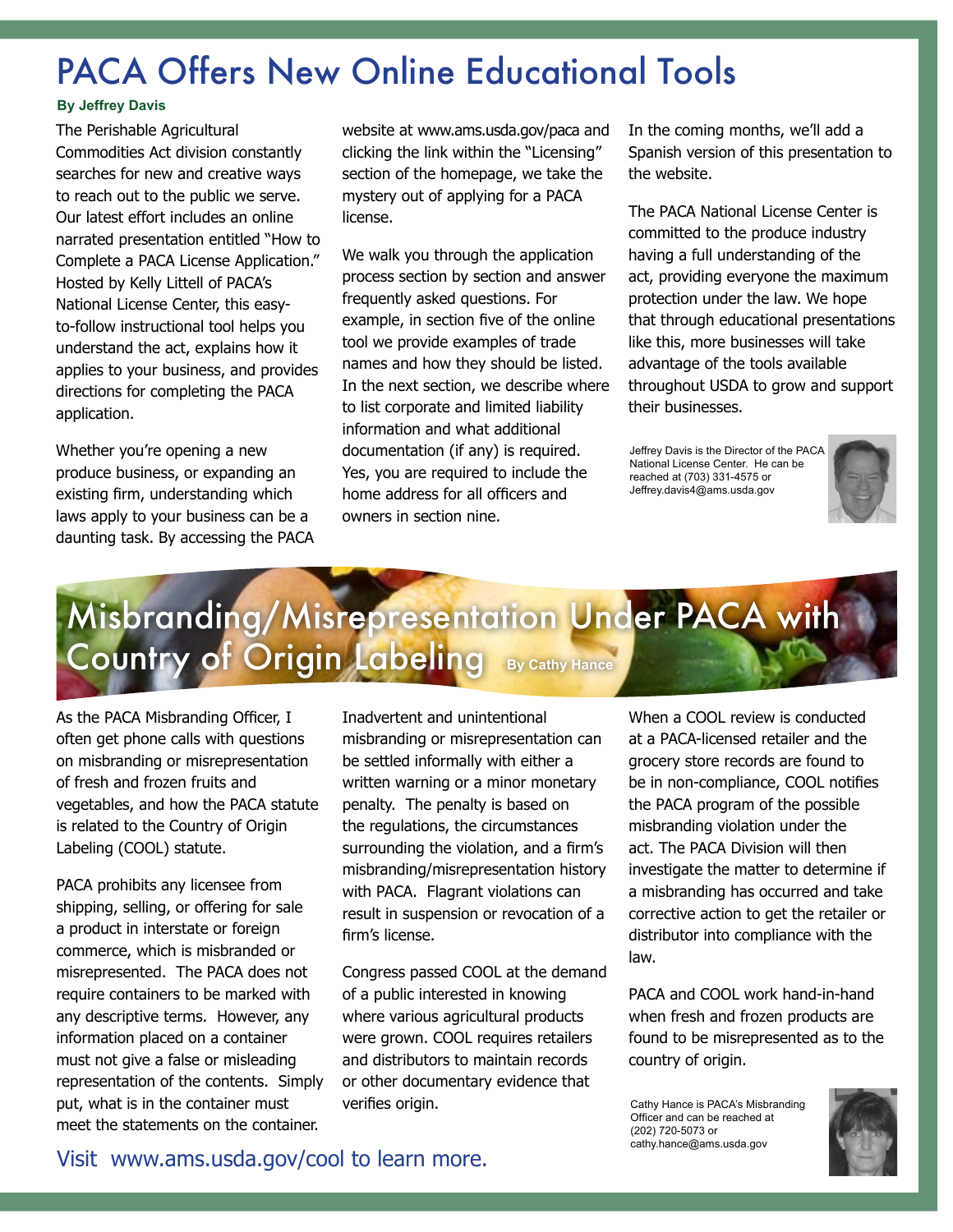# PACA Offers New Online Educational Tools

**By Jeffrey Davis**

The Perishable Agricultural Commodities Act division constantly searches for new and creative ways to reach out to the public we serve. Our latest effort includes an online narrated presentation entitled "How to Complete a PACA License Application." Hosted by Kelly Littell of PACA's National License Center, this easy-to-follow instructional tool helps you understand the act, explains how it applies to your business, and provides directions for completing the PACA application.

Whether you're opening a new produce business, or expanding an existing firm, understanding which laws apply to your business can be a daunting task. By accessing the PACA website at www.ams.usda.gov/paca and clicking the link within the "Licensing" section of the homepage, we take the mystery out of applying for a PACA license.

We walk you through the application process section by section and answer frequently asked questions. For example, in section five of the online tool we provide examples of trade names and how they should be listed. In the next section, we describe where to list corporate and limited liability information and what additional documentation (if any) is required. Yes, you are required to include the home address for all officers and owners in section nine.

In the coming months, we'll add a Spanish version of this presentation to the website.

The PACA National License Center is committed to the produce industry having a full understanding of the act, providing everyone the maximum protection under the law. We hope that through educational presentations like this, more businesses will take advantage of the tools available throughout USDA to grow and support their businesses.

Jeffrey Davis is the Director of the PACA National License Center. He can be reached at (703) 331-4575 or Jeffrey.davis4@ams.usda.gov

# Misbranding/Misrepresentation Under PACA with Country of Origin Labeling

**By Cathy Hance**

As the PACA Misbranding Officer, I often get phone calls with questions on misbranding or misrepresentation of fresh and frozen fruits and vegetables, and how the PACA statute is related to the Country of Origin Labeling (COOL) statute.

PACA prohibits any licensee from shipping, selling, or offering for sale a product in interstate or foreign commerce, which is misbranded or misrepresented. The PACA does not require containers to be marked with any descriptive terms. However, any information placed on a container must not give a false or misleading representation of the contents. Simply put, what is in the container must meet the statements on the container.

Inadvertent and unintentional misbranding or misrepresentation can be settled informally with either a written warning or a minor monetary penalty. The penalty is based on the regulations, the circumstances surrounding the violation, and a firm's misbranding/misrepresentation history with PACA. Flagrant violations can result in suspension or revocation of a firm's license.

Congress passed COOL at the demand of a public interested in knowing where various agricultural products were grown. COOL requires retailers and distributors to maintain records or other documentary evidence that verifies origin.

When a COOL review is conducted at a PACA-licensed retailer and the grocery store records are found to be in non-compliance, COOL notifies the PACA program of the possible misbranding violation under the act. The PACA Division will then investigate the matter to determine if a misbranding has occurred and take corrective action to get the retailer or distributor into compliance with the law.

PACA and COOL work hand-in-hand when fresh and frozen products are found to be misrepresented as to the country of origin.

Cathy Hance is PACA's Misbranding Officer and can be reached at (202) 720-5073 or cathy.hance@ams.usda.gov

Visit www.ams.usda.gov/cool to learn more.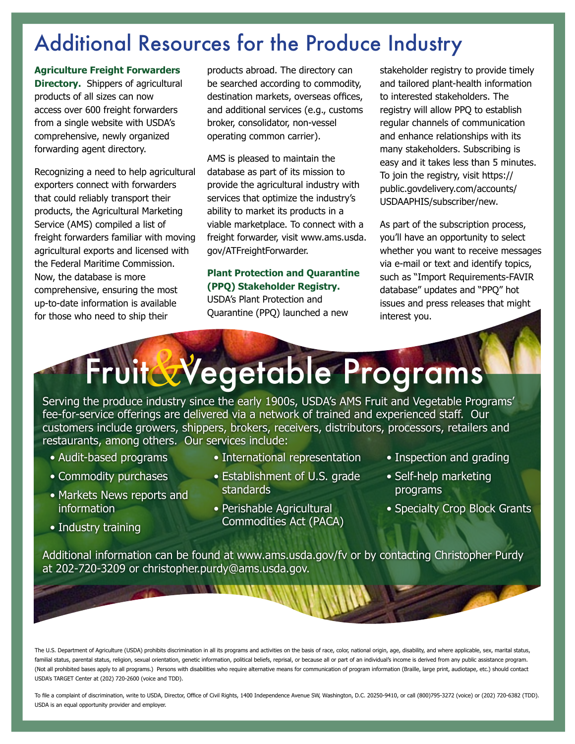# Additional Resources for the Produce Industry

**Agriculture Freight Forwarders Directory.** Shippers of agricultural products of all sizes can now access over 600 freight forwarders from a single website with USDA's comprehensive, newly organized forwarding agent directory.

Recognizing a need to help agricultural exporters connect with forwarders that could reliably transport their products, the Agricultural Marketing Service (AMS) compiled a list of freight forwarders familiar with moving agricultural exports and licensed with the Federal Maritime Commission. Now, the database is more comprehensive, ensuring the most up-to-date information is available for those who need to ship their products abroad. The directory can be searched according to commodity, destination markets, overseas offices, and additional services (e.g., customs broker, consolidator, non-vessel operating common carrier).

AMS is pleased to maintain the database as part of its mission to provide the agricultural industry with services that optimize the industry's ability to market its products in a viable marketplace. To connect with a freight forwarder, visit www.ams.usda.gov/ATFreightForwarder.

**Plant Protection and Quarantine (PPQ) Stakeholder Registry.** USDA's Plant Protection and Quarantine (PPQ) launched a new stakeholder registry to provide timely and tailored plant-health information to interested stakeholders. The registry will allow PPQ to establish regular channels of communication and enhance relationships with its many stakeholders. Subscribing is easy and it takes less than 5 minutes. To join the registry, visit https://public.govdelivery.com/accounts/USDAAPHIS/subscriber/new.

As part of the subscription process, you'll have an opportunity to select whether you want to receive messages via e-mail or text and identify topics, such as "Import Requirements-FAVIR database" updates and "PPQ" hot issues and press releases that might interest you.

# Fruit & Vegetable Programs

Serving the produce industry since the early 1900s, USDA's AMS Fruit and Vegetable Programs' fee-for-service offerings are delivered via a network of trained and experienced staff. Our customers include growers, shippers, brokers, receivers, distributors, processors, retailers and restaurants, among others. Our services include:

- Audit-based programs
- Commodity purchases
- Markets News reports and information
- Industry training
- International representation
- Establishment of U.S. grade standards
- Perishable Agricultural Commodities Act (PACA)
- Inspection and grading
- Self-help marketing programs
- Specialty Crop Block Grants

Additional information can be found at www.ams.usda.gov/fv or by contacting Christopher Purdy at 202-720-3209 or christopher.purdy@ams.usda.gov.

The U.S. Department of Agriculture (USDA) prohibits discrimination in all its programs and activities on the basis of race, color, national origin, age, disability, and where applicable, sex, marital status, familial status, parental status, religion, sexual orientation, genetic information, political beliefs, reprisal, or because all or part of an individual's income is derived from any public assistance program. (Not all prohibited bases apply to all programs.) Persons with disabilities who require alternative means for communication of program information (Braille, large print, audiotape, etc.) should contact USDA's TARGET Center at (202) 720-2600 (voice and TDD).

To file a complaint of discrimination, write to USDA, Director, Office of Civil Rights, 1400 Independence Avenue SW, Washington, D.C. 20250-9410, or call (800)795-3272 (voice) or (202) 720-6382 (TDD). USDA is an equal opportunity provider and employer.